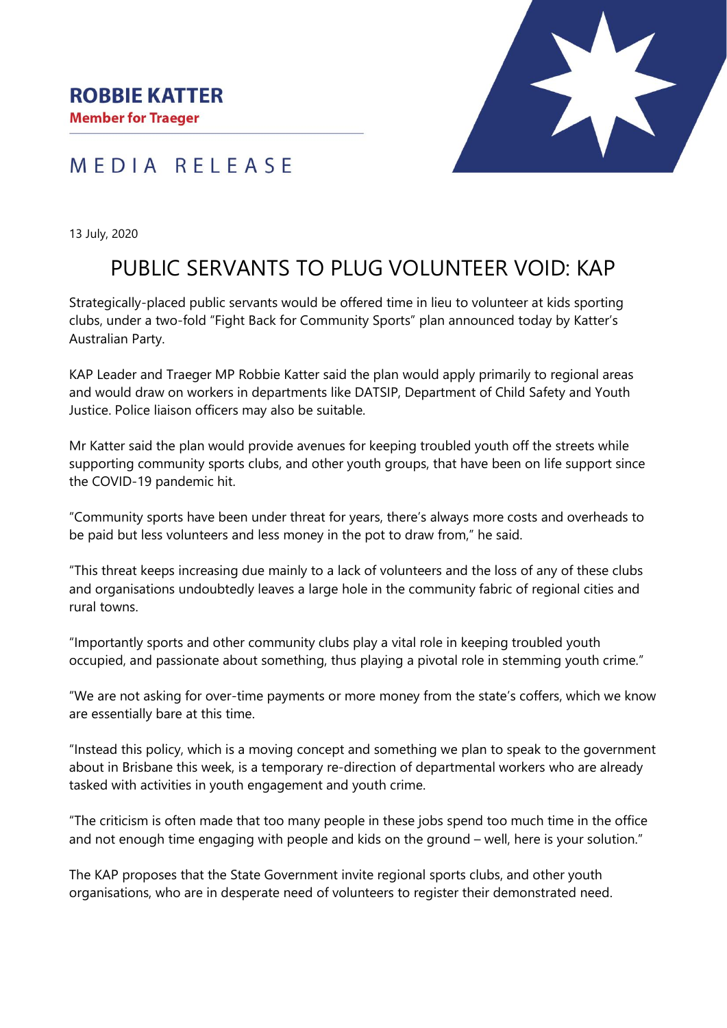**ROBBIE KATTER**
**Member for Traeger**

MEDIA RELEASE

13 July, 2020

# PUBLIC SERVANTS TO PLUG VOLUNTEER VOID: KAP

Strategically-placed public servants would be offered time in lieu to volunteer at kids sporting clubs, under a two-fold "Fight Back for Community Sports" plan announced today by Katter's Australian Party.

KAP Leader and Traeger MP Robbie Katter said the plan would apply primarily to regional areas and would draw on workers in departments like DATSIP, Department of Child Safety and Youth Justice. Police liaison officers may also be suitable.

Mr Katter said the plan would provide avenues for keeping troubled youth off the streets while supporting community sports clubs, and other youth groups, that have been on life support since the COVID-19 pandemic hit.

"Community sports have been under threat for years, there's always more costs and overheads to be paid but less volunteers and less money in the pot to draw from," he said.

"This threat keeps increasing due mainly to a lack of volunteers and the loss of any of these clubs and organisations undoubtedly leaves a large hole in the community fabric of regional cities and rural towns.

"Importantly sports and other community clubs play a vital role in keeping troubled youth occupied, and passionate about something, thus playing a pivotal role in stemming youth crime."

"We are not asking for over-time payments or more money from the state's coffers, which we know are essentially bare at this time.

"Instead this policy, which is a moving concept and something we plan to speak to the government about in Brisbane this week, is a temporary re-direction of departmental workers who are already tasked with activities in youth engagement and youth crime.

"The criticism is often made that too many people in these jobs spend too much time in the office and not enough time engaging with people and kids on the ground – well, here is your solution."

The KAP proposes that the State Government invite regional sports clubs, and other youth organisations, who are in desperate need of volunteers to register their demonstrated need.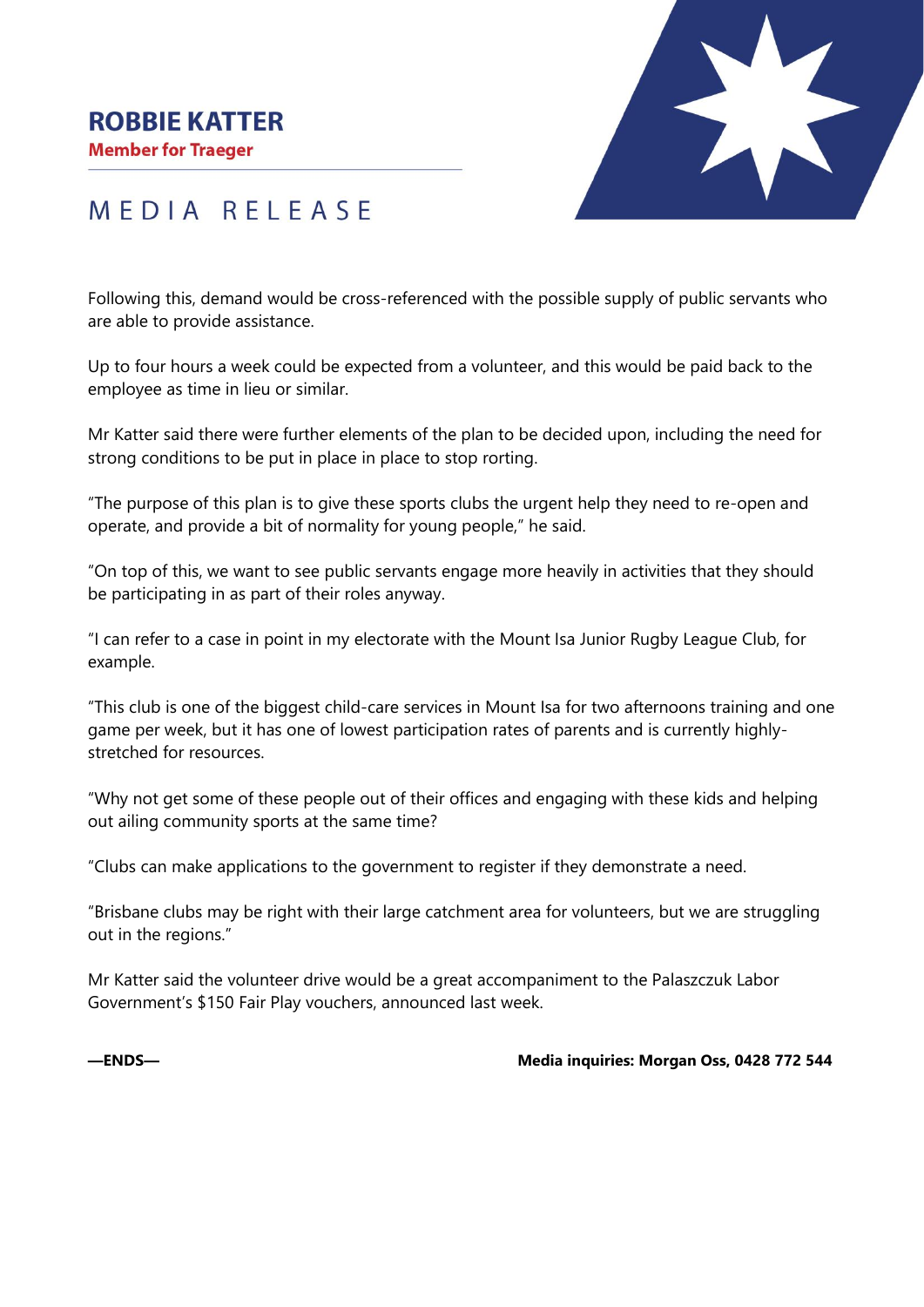# ROBBIE KATTER

**Member for Traeger**

## MEDIA RELEASE

Following this, demand would be cross-referenced with the possible supply of public servants who are able to provide assistance.

Up to four hours a week could be expected from a volunteer, and this would be paid back to the employee as time in lieu or similar.

Mr Katter said there were further elements of the plan to be decided upon, including the need for strong conditions to be put in place in place to stop rorting.

“The purpose of this plan is to give these sports clubs the urgent help they need to re-open and operate, and provide a bit of normality for young people,” he said.

“On top of this, we want to see public servants engage more heavily in activities that they should be participating in as part of their roles anyway.

“I can refer to a case in point in my electorate with the Mount Isa Junior Rugby League Club, for example.

“This club is one of the biggest child-care services in Mount Isa for two afternoons training and one game per week, but it has one of lowest participation rates of parents and is currently highly-stretched for resources.

“Why not get some of these people out of their offices and engaging with these kids and helping out ailing community sports at the same time?

“Clubs can make applications to the government to register if they demonstrate a need.

“Brisbane clubs may be right with their large catchment area for volunteers, but we are struggling out in the regions.”

Mr Katter said the volunteer drive would be a great accompaniment to the Palaszczuk Labor Government’s $150 Fair Play vouchers, announced last week.

**—ENDS—**

**Media inquiries: Morgan Oss, 0428 772 544**